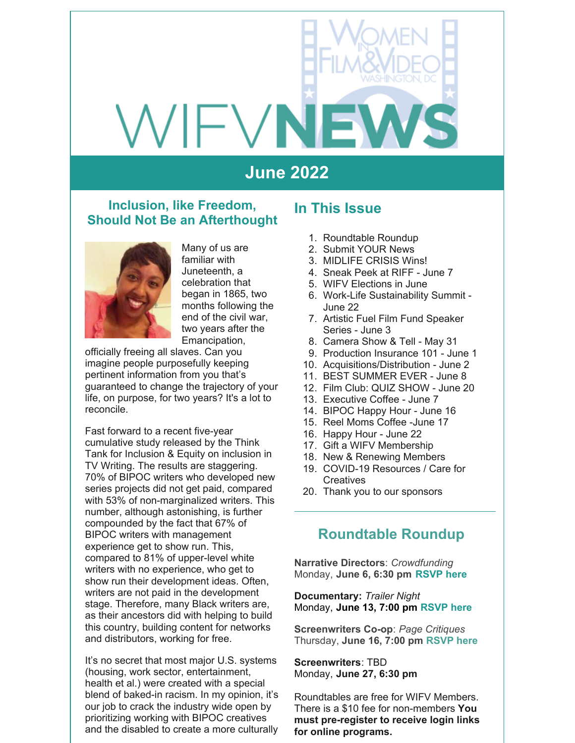# WIFVNEWS

## June 2022

## Inclusion, like Freedom, Should Not Be an Afterthought

Many of us are familiar with Juneteenth, a celebration that began in 1865, two months following the end of the civil war, two years after the Emancipation, officially freeing all slaves. Can you imagine people purposefully keeping pertinent information from you that's guaranteed to change the trajectory of your life, on purpose, for two years? It's a lot to reconcile.

Fast forward to a recent five-year cumulative study released by the Think Tank for Inclusion & Equity on inclusion in TV Writing. The results are staggering. 70% of BIPOC writers who developed new series projects did not get paid, compared with 53% of non-marginalized writers. This number, although astonishing, is further compounded by the fact that 67% of BIPOC writers with management experience get to show run. This, compared to 81% of upper-level white writers with no experience, who get to show run their development ideas. Often, writers are not paid in the development stage. Therefore, many Black writers are, as their ancestors did with helping to build this country, building content for networks and distributors, working for free.

It's no secret that most major U.S. systems (housing, work sector, entertainment, health et al.) were created with a special blend of baked-in racism. In my opinion, it's our job to crack the industry wide open by prioritizing working with BIPOC creatives and the disabled to create a more culturally

## In This Issue

1. Roundtable Roundup
2. Submit YOUR News
3. MIDLIFE CRISIS Wins!
4. Sneak Peek at RIFF - June 7
5. WIFV Elections in June
6. Work-Life Sustainability Summit - June 22
7. Artistic Fuel Film Fund Speaker Series - June 3
8. Camera Show & Tell - May 31
9. Production Insurance 101 - June 1
10. Acquisitions/Distribution - June 2
11. BEST SUMMER EVER - June 8
12. Film Club: QUIZ SHOW - June 20
13. Executive Coffee - June 7
14. BIPOC Happy Hour - June 16
15. Reel Moms Coffee -June 17
16. Happy Hour - June 22
17. Gift a WIFV Membership
18. New & Renewing Members
19. COVID-19 Resources / Care for Creatives
20. Thank you to our sponsors

## Roundtable Roundup

**Narrative Directors**: *Crowdfunding*
Monday, **June 6, 6:30 pm** **RSVP here**

**Documentary:** *Trailer Night*
Monday, **June 13, 7:00 pm** **RSVP here**

**Screenwriters Co-op**: *Page Critiques*
Thursday, **June 16, 7:00 pm** **RSVP here**

**Screenwriters**: TBD
Monday, **June 27, 6:30 pm**

Roundtables are free for WIFV Members. There is a $10 fee for non-members **You must pre-register to receive login links for online programs.**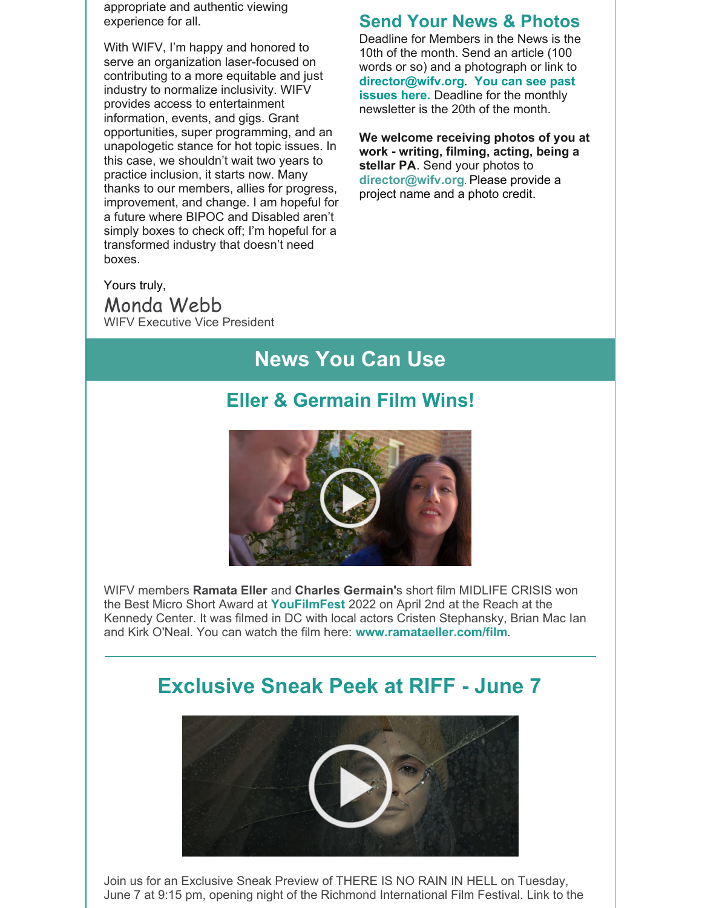appropriate and authentic viewing experience for all.

With WIFV, I'm happy and honored to serve an organization laser-focused on contributing to a more equitable and just industry to normalize inclusivity. WIFV provides access to entertainment information, events, and gigs. Grant opportunities, super programming, and an unapologetic stance for hot topic issues. In this case, we shouldn't wait two years to practice inclusion, it starts now. Many thanks to our members, allies for progress, improvement, and change. I am hopeful for a future where BIPOC and Disabled aren't simply boxes to check off; I'm hopeful for a transformed industry that doesn't need boxes.

Yours truly,

Monda Webb
WIFV Executive Vice President

## Send Your News & Photos

Deadline for Members in the News is the 10th of the month. Send an article (100 words or so) and a photograph or link to **director@wifv.org**. **You can see past issues here.** Deadline for the monthly newsletter is the 20th of the month.

**We welcome receiving photos of you at work - writing, filming, acting, being a stellar PA**. Send your photos to **director@wifv.org**. Please provide a project name and a photo credit.

# News You Can Use

## Eller & Germain Film Wins!

WIFV members **Ramata Eller** and **Charles Germain'**s short film MIDLIFE CRISIS won the Best Micro Short Award at **YouFilmFest** 2022 on April 2nd at the Reach at the Kennedy Center. It was filmed in DC with local actors Cristen Stephansky, Brian Mac Ian and Kirk O'Neal. You can watch the film here: **www.ramataeller.com/film**.

---

## Exclusive Sneak Peek at RIFF - June 7

Join us for an Exclusive Sneak Preview of THERE IS NO RAIN IN HELL on Tuesday, June 7 at 9:15 pm, opening night of the Richmond International Film Festival. Link to the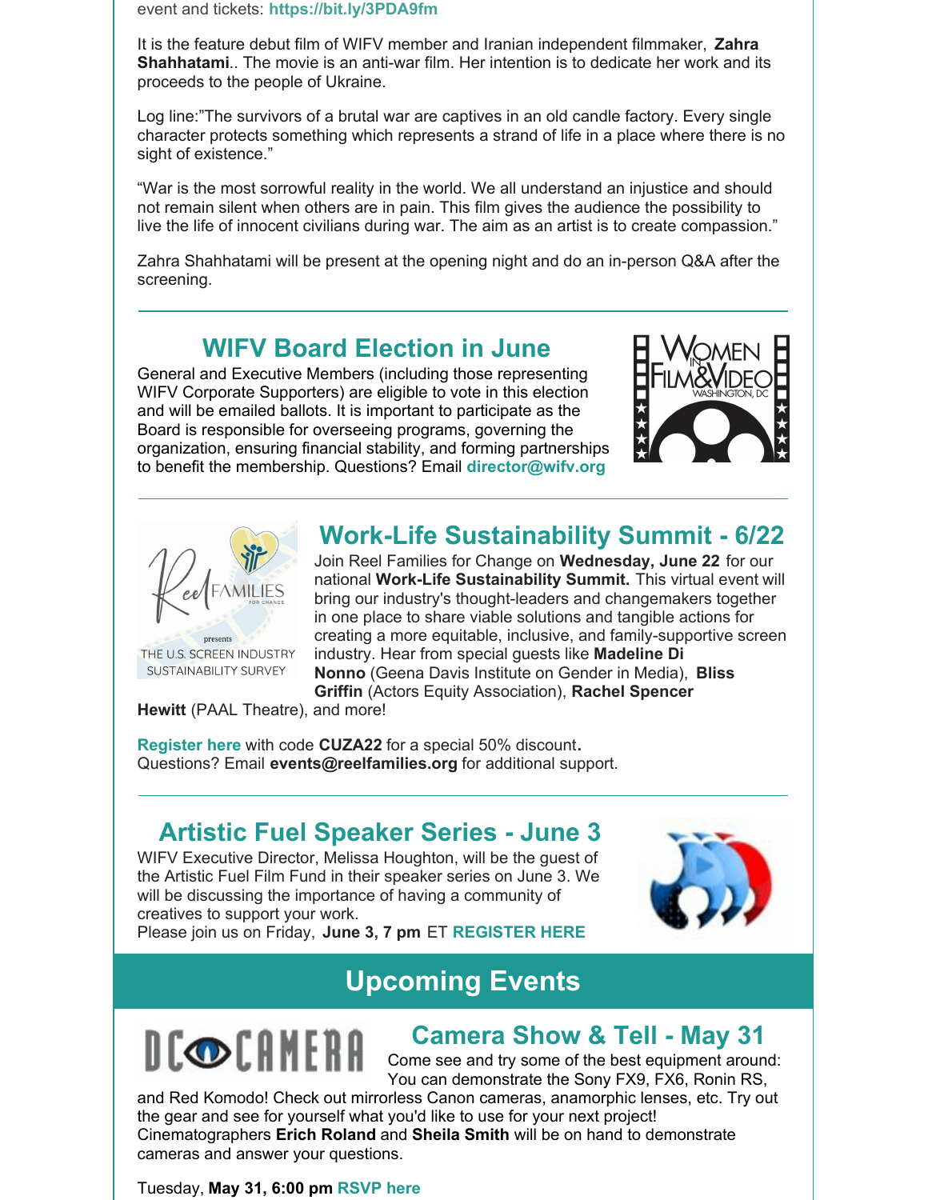event and tickets: **https://bit.ly/3PDA9fm**

It is the feature debut film of WIFV member and Iranian independent filmmaker, **Zahra Shahhatami**.. The movie is an anti-war film. Her intention is to dedicate her work and its proceeds to the people of Ukraine.

Log line:"The survivors of a brutal war are captives in an old candle factory. Every single character protects something which represents a strand of life in a place where there is no sight of existence."

"War is the most sorrowful reality in the world. We all understand an injustice and should not remain silent when others are in pain. This film gives the audience the possibility to live the life of innocent civilians during war. The aim as an artist is to create compassion."

Zahra Shahhatami will be present at the opening night and do an in-person Q&A after the screening.

## WIFV Board Election in June

General and Executive Members (including those representing WIFV Corporate Supporters) are eligible to vote in this election and will be emailed ballots. It is important to participate as the Board is responsible for overseeing programs, governing the organization, ensuring financial stability, and forming partnerships to benefit the membership. Questions? Email **director@wifv.org**

## Work-Life Sustainability Summit - 6/22

Join Reel Families for Change on **Wednesday, June 22** for our national **Work-Life Sustainability Summit.** This virtual event will bring our industry's thought-leaders and changemakers together in one place to share viable solutions and tangible actions for creating a more equitable, inclusive, and family-supportive screen industry. Hear from special guests like **Madeline Di Nonno** (Geena Davis Institute on Gender in Media), **Bliss Griffin** (Actors Equity Association), **Rachel Spencer Hewitt** (PAAL Theatre), and more!

**Register here** with code **CUZA22** for a special 50% discount**.**
Questions? Email **events@reelfamilies.org** for additional support.

## Artistic Fuel Speaker Series - June 3

WIFV Executive Director, Melissa Houghton, will be the guest of the Artistic Fuel Film Fund in their speaker series on June 3. We will be discussing the importance of having a community of creatives to support your work.
Please join us on Friday, **June 3, 7 pm** ET **REGISTER HERE**

# Upcoming Events

## Camera Show & Tell - May 31

Come see and try some of the best equipment around: You can demonstrate the Sony FX9, FX6, Ronin RS, and Red Komodo! Check out mirrorless Canon cameras, anamorphic lenses, etc. Try out the gear and see for yourself what you'd like to use for your next project! Cinematographers **Erich Roland** and **Sheila Smith** will be on hand to demonstrate cameras and answer your questions.

Tuesday, **May 31, 6:00 pm** **RSVP here**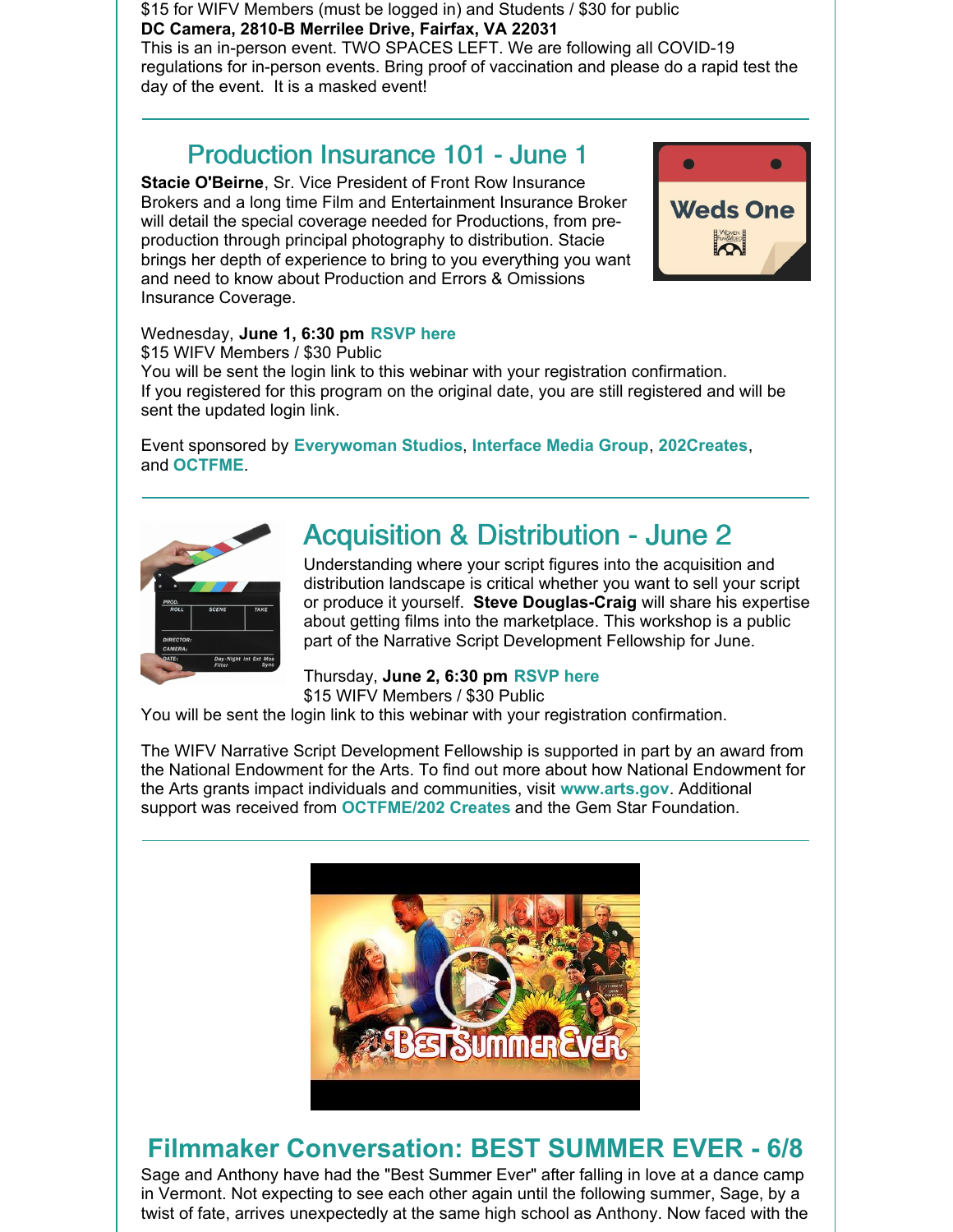$15 for WIFV Members (must be logged in) and Students / $30 for public
**DC Camera, 2810-B Merrilee Drive, Fairfax, VA 22031**
This is an in-person event. TWO SPACES LEFT. We are following all COVID-19 regulations for in-person events. Bring proof of vaccination and please do a rapid test the day of the event. It is a masked event!

---

## Production Insurance 101 - June 1

**Stacie O'Beirne**, Sr. Vice President of Front Row Insurance Brokers and a long time Film and Entertainment Insurance Broker will detail the special coverage needed for Productions, from pre-production through principal photography to distribution. Stacie brings her depth of experience to bring to you everything you want and need to know about Production and Errors & Omissions Insurance Coverage.

Wednesday, **June 1, 6:30 pm** **RSVP here**
$15 WIFV Members / $30 Public
You will be sent the login link to this webinar with your registration confirmation.
If you registered for this program on the original date, you are still registered and will be sent the updated login link.

Event sponsored by **Everywoman Studios**, **Interface Media Group**, **202Creates**, and **OCTFME**.

---

## Acquisition & Distribution - June 2

Understanding where your script figures into the acquisition and distribution landscape is critical whether you want to sell your script or produce it yourself. **Steve Douglas-Craig** will share his expertise about getting films into the marketplace. This workshop is a public part of the Narrative Script Development Fellowship for June.

Thursday, **June 2, 6:30 pm** **RSVP here**
$15 WIFV Members / $30 Public
You will be sent the login link to this webinar with your registration confirmation.

The WIFV Narrative Script Development Fellowship is supported in part by an award from the National Endowment for the Arts. To find out more about how National Endowment for the Arts grants impact individuals and communities, visit **www.arts.gov**. Additional support was received from **OCTFME/202 Creates** and the Gem Star Foundation.

---

## Filmmaker Conversation: BEST SUMMER EVER - 6/8

Sage and Anthony have had the "Best Summer Ever" after falling in love at a dance camp in Vermont. Not expecting to see each other again until the following summer, Sage, by a twist of fate, arrives unexpectedly at the same high school as Anthony. Now faced with the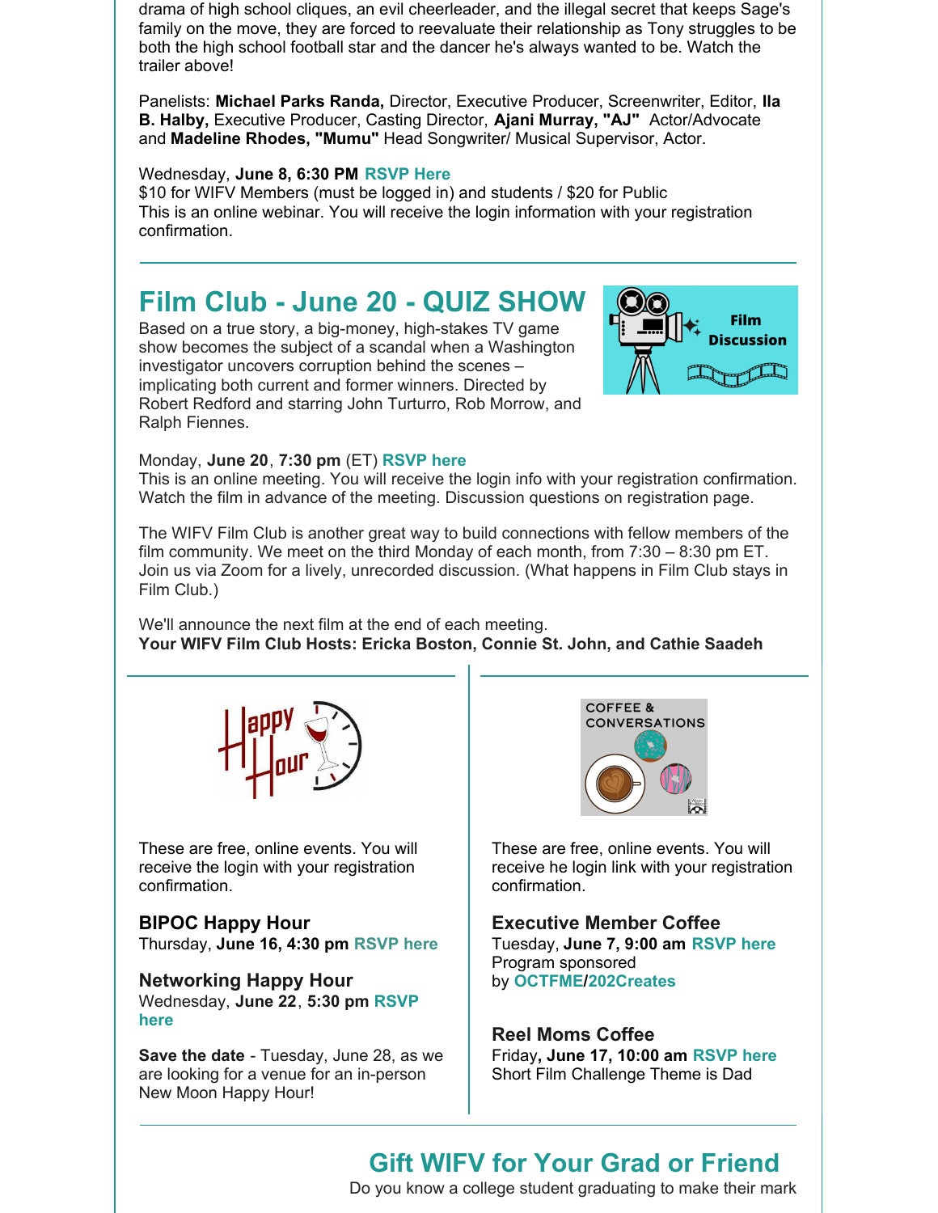drama of high school cliques, an evil cheerleader, and the illegal secret that keeps Sage's family on the move, they are forced to reevaluate their relationship as Tony struggles to be both the high school football star and the dancer he's always wanted to be. Watch the trailer above!

Panelists: **Michael Parks Randa,** Director, Executive Producer, Screenwriter, Editor, **Ila B. Halby,** Executive Producer, Casting Director, **Ajani Murray, "AJ"** Actor/Advocate and **Madeline Rhodes, "Mumu"** Head Songwriter/ Musical Supervisor, Actor.

Wednesday, **June 8, 6:30 PM** **RSVP Here**
$10 for WIFV Members (must be logged in) and students / $20 for Public
This is an online webinar. You will receive the login information with your registration confirmation.

---

## Film Club - June 20 - QUIZ SHOW

Based on a true story, a big-money, high-stakes TV game show becomes the subject of a scandal when a Washington investigator uncovers corruption behind the scenes – implicating both current and former winners. Directed by Robert Redford and starring John Turturro, Rob Morrow, and Ralph Fiennes.

Monday, **June 20**, **7:30 pm** (ET) **RSVP here**
This is an online meeting. You will receive the login info with your registration confirmation. Watch the film in advance of the meeting. Discussion questions on registration page.

The WIFV Film Club is another great way to build connections with fellow members of the film community. We meet on the third Monday of each month, from 7:30 – 8:30 pm ET. Join us via Zoom for a lively, unrecorded discussion. (What happens in Film Club stays in Film Club.)

We'll announce the next film at the end of each meeting.
**Your WIFV Film Club Hosts: Ericka Boston, Connie St. John, and Cathie Saadeh**

---

These are free, online events. You will receive the login with your registration confirmation.

### BIPOC Happy Hour

Thursday, **June 16, 4:30 pm** **RSVP here**

### Networking Happy Hour

Wednesday, **June 22**, **5:30 pm** **RSVP here**

**Save the date** - Tuesday, June 28, as we are looking for a venue for an in-person New Moon Happy Hour!

These are free, online events. You will receive he login link with your registration confirmation.

### Executive Member Coffee

Tuesday, **June 7, 9:00 am** **RSVP here**
Program sponsored by **OCTFME**/**202Creates**

### Reel Moms Coffee

Friday**, June 17, 10:00 am** **RSVP here**
Short Film Challenge Theme is Dad

---

## Gift WIFV for Your Grad or Friend

Do you know a college student graduating to make their mark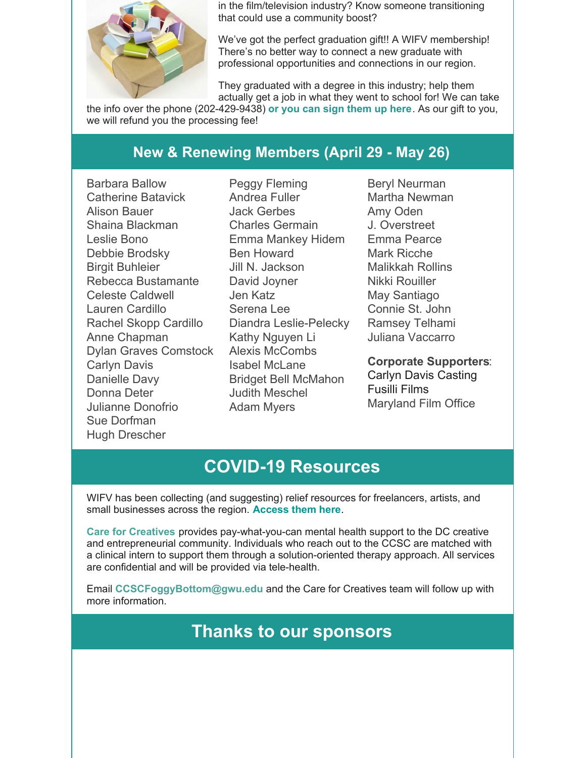in the film/television industry? Know someone transitioning that could use a community boost?

We've got the perfect graduation gift!! A WIFV membership! There's no better way to connect a new graduate with professional opportunities and connections in our region.

They graduated with a degree in this industry; help them actually get a job in what they went to school for! We can take the info over the phone (202-429-9438) **or you can sign them up here**. As our gift to you, we will refund you the processing fee!

## New & Renewing Members (April 29 - May 26)

Barbara Ballow
Catherine Batavick
Alison Bauer
Shaina Blackman
Leslie Bono
Debbie Brodsky
Birgit Buhleier
Rebecca Bustamante
Celeste Caldwell
Lauren Cardillo
Rachel Skopp Cardillo
Anne Chapman
Dylan Graves Comstock
Carlyn Davis
Danielle Davy
Donna Deter
Julianne Donofrio
Sue Dorfman
Hugh Drescher
Peggy Fleming
Andrea Fuller
Jack Gerbes
Charles Germain
Emma Mankey Hidem
Ben Howard
Jill N. Jackson
David Joyner
Jen Katz
Serena Lee
Diandra Leslie-Pelecky
Kathy Nguyen Li
Alexis McCombs
Isabel McLane
Bridget Bell McMahon
Judith Meschel
Adam Myers
Beryl Neurman
Martha Newman
Amy Oden
J. Overstreet
Emma Pearce
Mark Ricche
Malikkah Rollins
Nikki Rouiller
May Santiago
Connie St. John
Ramsey Telhami
Juliana Vaccarro

**Corporate Supporters**:
Carlyn Davis Casting
Fusilli Films
Maryland Film Office

## COVID-19 Resources

WIFV has been collecting (and suggesting) relief resources for freelancers, artists, and small businesses across the region. **Access them here**.

**Care for Creatives** provides pay-what-you-can mental health support to the DC creative and entrepreneurial community. Individuals who reach out to the CCSC are matched with a clinical intern to support them through a solution-oriented therapy approach. All services are confidential and will be provided via tele-health.

Email **CCSCFoggyBottom@gwu.edu** and the Care for Creatives team will follow up with more information.

## Thanks to our sponsors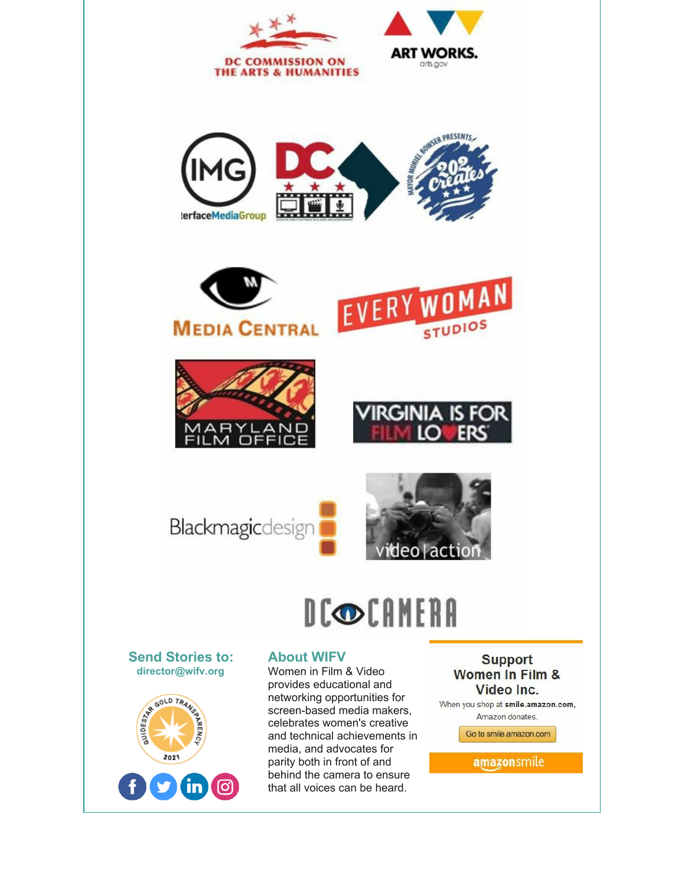DC COMMISSION ON THE ARTS & HUMANITIES

ART WORKS. arts.gov

InterfaceMediaGroup

Media Central

EVERY WOMAN STUDIOS

MARYLAND FILM OFFICE

VIRGINIA IS FOR FILM LOVERS

Blackmagicdesign

video|action

DC CAMERA

### Send Stories to:

**director@wifv.org**

### About WIFV

Women in Film & Video provides educational and networking opportunities for screen-based media makers, celebrates women's creative and technical achievements in media, and advocates for parity both in front of and behind the camera to ensure that all voices can be heard.

### Support Women In Film & Video Inc.

When you shop at **smile.amazon.com,** Amazon donates.

Go to smile.amazon.com

amazonsmile